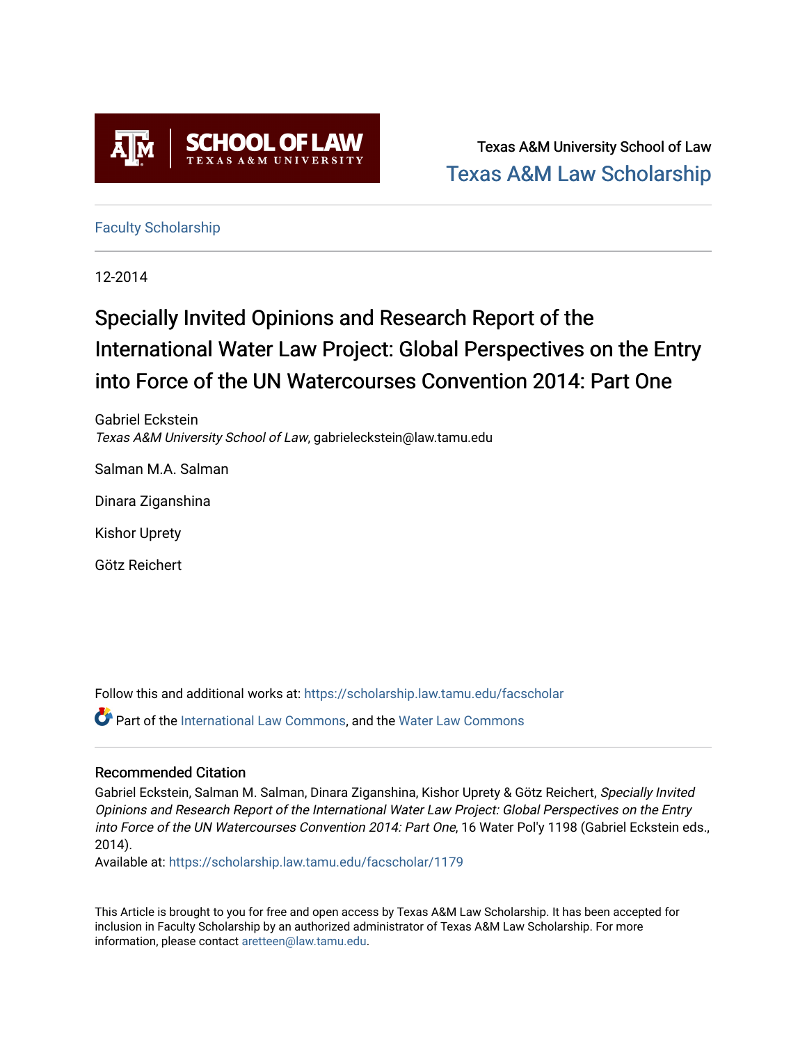Texas A&M University School of Law

Texas A&M Law Scholarship

Faculty Scholarship

12-2014

# Specially Invited Opinions and Research Report of the International Water Law Project: Global Perspectives on the Entry into Force of the UN Watercourses Convention 2014: Part One

Gabriel Eckstein
*Texas A&M University School of Law*, gabrieleckstein@law.tamu.edu

Salman M.A. Salman

Dinara Ziganshina

Kishor Uprety

Götz Reichert

Follow this and additional works at: https://scholarship.law.tamu.edu/facscholar

Part of the International Law Commons, and the Water Law Commons

## Recommended Citation

Gabriel Eckstein, Salman M. Salman, Dinara Ziganshina, Kishor Uprety & Götz Reichert, *Specially Invited Opinions and Research Report of the International Water Law Project: Global Perspectives on the Entry into Force of the UN Watercourses Convention 2014: Part One*, 16 Water Pol'y 1198 (Gabriel Eckstein eds., 2014).

Available at: https://scholarship.law.tamu.edu/facscholar/1179

This Article is brought to you for free and open access by Texas A&M Law Scholarship. It has been accepted for inclusion in Faculty Scholarship by an authorized administrator of Texas A&M Law Scholarship. For more information, please contact aretteen@law.tamu.edu.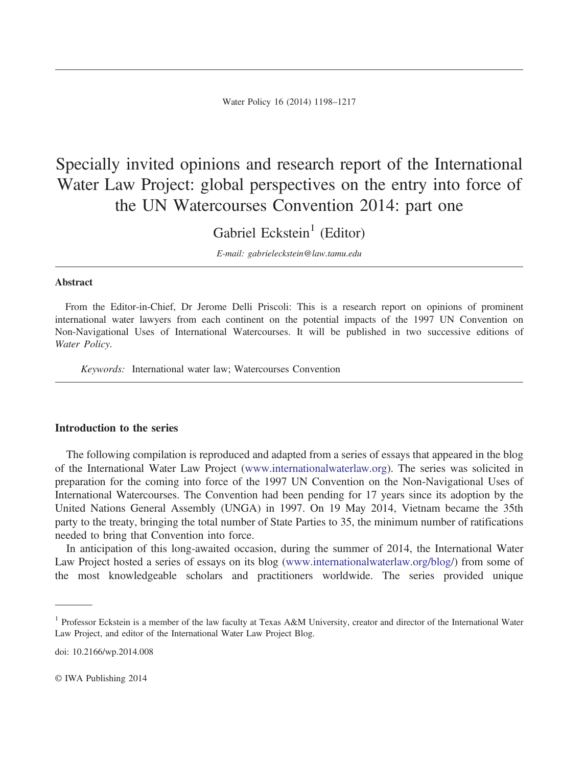# Specially invited opinions and research report of the International Water Law Project: global perspectives on the entry into force of the UN Watercourses Convention 2014: part one

Gabriel Eckstein[1] (Editor)

*E-mail: gabrieleckstein@law.tamu.edu*

### Abstract

From the Editor-in-Chief, Dr Jerome Delli Priscoli: This is a research report on opinions of prominent international water lawyers from each continent on the potential impacts of the 1997 UN Convention on Non-Navigational Uses of International Watercourses. It will be published in two successive editions of *Water Policy*.

*Keywords:* International water law; Watercourses Convention

### Introduction to the series

The following compilation is reproduced and adapted from a series of essays that appeared in the blog of the International Water Law Project (www.internationalwaterlaw.org). The series was solicited in preparation for the coming into force of the 1997 UN Convention on the Non-Navigational Uses of International Watercourses. The Convention had been pending for 17 years since its adoption by the United Nations General Assembly (UNGA) in 1997. On 19 May 2014, Vietnam became the 35th party to the treaty, bringing the total number of State Parties to 35, the minimum number of ratifications needed to bring that Convention into force.

In anticipation of this long-awaited occasion, during the summer of 2014, the International Water Law Project hosted a series of essays on its blog (www.internationalwaterlaw.org/blog/) from some of the most knowledgeable scholars and practitioners worldwide. The series provided unique

[1] Professor Eckstein is a member of the law faculty at Texas A&M University, creator and director of the International Water Law Project, and editor of the International Water Law Project Blog.

doi: 10.2166/wp.2014.008

© IWA Publishing 2014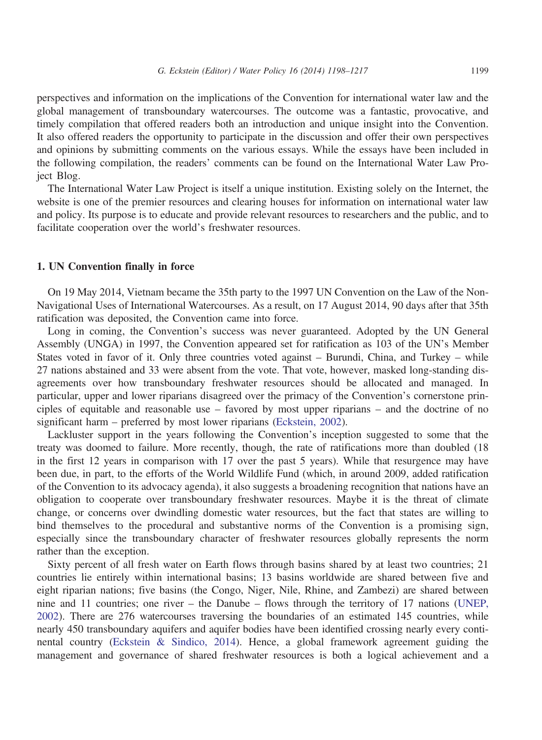perspectives and information on the implications of the Convention for international water law and the global management of transboundary watercourses. The outcome was a fantastic, provocative, and timely compilation that offered readers both an introduction and unique insight into the Convention. It also offered readers the opportunity to participate in the discussion and offer their own perspectives and opinions by submitting comments on the various essays. While the essays have been included in the following compilation, the readers' comments can be found on the International Water Law Project Blog.

The International Water Law Project is itself a unique institution. Existing solely on the Internet, the website is one of the premier resources and clearing houses for information on international water law and policy. Its purpose is to educate and provide relevant resources to researchers and the public, and to facilitate cooperation over the world's freshwater resources.

## 1. UN Convention finally in force

On 19 May 2014, Vietnam became the 35th party to the 1997 UN Convention on the Law of the Non-Navigational Uses of International Watercourses. As a result, on 17 August 2014, 90 days after that 35th ratification was deposited, the Convention came into force.

Long in coming, the Convention's success was never guaranteed. Adopted by the UN General Assembly (UNGA) in 1997, the Convention appeared set for ratification as 103 of the UN's Member States voted in favor of it. Only three countries voted against – Burundi, China, and Turkey – while 27 nations abstained and 33 were absent from the vote. That vote, however, masked long-standing disagreements over how transboundary freshwater resources should be allocated and managed. In particular, upper and lower riparians disagreed over the primacy of the Convention's cornerstone principles of equitable and reasonable use – favored by most upper riparians – and the doctrine of no significant harm – preferred by most lower riparians (Eckstein, 2002).

Lackluster support in the years following the Convention's inception suggested to some that the treaty was doomed to failure. More recently, though, the rate of ratifications more than doubled (18 in the first 12 years in comparison with 17 over the past 5 years). While that resurgence may have been due, in part, to the efforts of the World Wildlife Fund (which, in around 2009, added ratification of the Convention to its advocacy agenda), it also suggests a broadening recognition that nations have an obligation to cooperate over transboundary freshwater resources. Maybe it is the threat of climate change, or concerns over dwindling domestic water resources, but the fact that states are willing to bind themselves to the procedural and substantive norms of the Convention is a promising sign, especially since the transboundary character of freshwater resources globally represents the norm rather than the exception.

Sixty percent of all fresh water on Earth flows through basins shared by at least two countries; 21 countries lie entirely within international basins; 13 basins worldwide are shared between five and eight riparian nations; five basins (the Congo, Niger, Nile, Rhine, and Zambezi) are shared between nine and 11 countries; one river – the Danube – flows through the territory of 17 nations (UNEP, 2002). There are 276 watercourses traversing the boundaries of an estimated 145 countries, while nearly 450 transboundary aquifers and aquifer bodies have been identified crossing nearly every continental country (Eckstein & Sindico, 2014). Hence, a global framework agreement guiding the management and governance of shared freshwater resources is both a logical achievement and a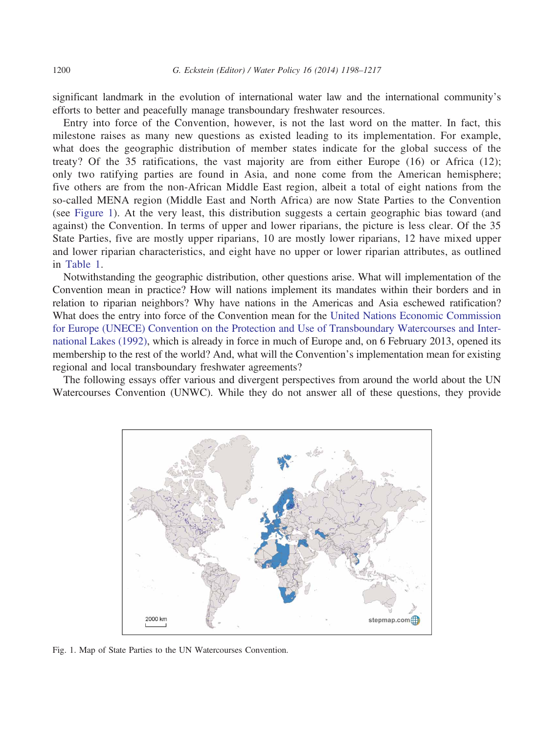significant landmark in the evolution of international water law and the international community's efforts to better and peacefully manage transboundary freshwater resources.

Entry into force of the Convention, however, is not the last word on the matter. In fact, this milestone raises as many new questions as existed leading to its implementation. For example, what does the geographic distribution of member states indicate for the global success of the treaty? Of the 35 ratifications, the vast majority are from either Europe (16) or Africa (12); only two ratifying parties are found in Asia, and none come from the American hemisphere; five others are from the non-African Middle East region, albeit a total of eight nations from the so-called MENA region (Middle East and North Africa) are now State Parties to the Convention (see Figure 1). At the very least, this distribution suggests a certain geographic bias toward (and against) the Convention. In terms of upper and lower riparians, the picture is less clear. Of the 35 State Parties, five are mostly upper riparians, 10 are mostly lower riparians, 12 have mixed upper and lower riparian characteristics, and eight have no upper or lower riparian attributes, as outlined in Table 1.

Notwithstanding the geographic distribution, other questions arise. What will implementation of the Convention mean in practice? How will nations implement its mandates within their borders and in relation to riparian neighbors? Why have nations in the Americas and Asia eschewed ratification? What does the entry into force of the Convention mean for the United Nations Economic Commission for Europe (UNECE) Convention on the Protection and Use of Transboundary Watercourses and International Lakes (1992), which is already in force in much of Europe and, on 6 February 2013, opened its membership to the rest of the world? And, what will the Convention's implementation mean for existing regional and local transboundary freshwater agreements?

The following essays offer various and divergent perspectives from around the world about the UN Watercourses Convention (UNWC). While they do not answer all of these questions, they provide

Fig. 1. Map of State Parties to the UN Watercourses Convention.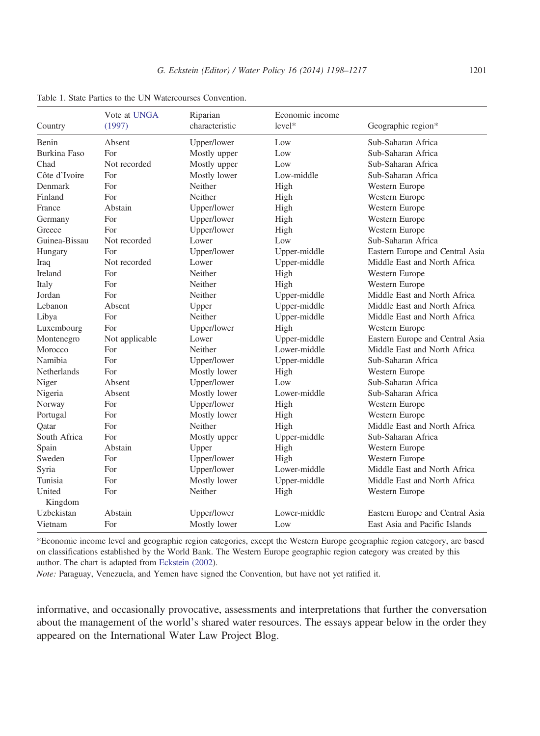Table 1. State Parties to the UN Watercourses Convention.

| Country | Vote at UNGA (1997) | Riparian characteristic | Economic income level* | Geographic region* |
|---|---|---|---|---|
| Benin | Absent | Upper/lower | Low | Sub-Saharan Africa |
| Burkina Faso | For | Mostly upper | Low | Sub-Saharan Africa |
| Chad | Not recorded | Mostly upper | Low | Sub-Saharan Africa |
| Côte d'Ivoire | For | Mostly lower | Low-middle | Sub-Saharan Africa |
| Denmark | For | Neither | High | Western Europe |
| Finland | For | Neither | High | Western Europe |
| France | Abstain | Upper/lower | High | Western Europe |
| Germany | For | Upper/lower | High | Western Europe |
| Greece | For | Upper/lower | High | Western Europe |
| Guinea-Bissau | Not recorded | Lower | Low | Sub-Saharan Africa |
| Hungary | For | Upper/lower | Upper-middle | Eastern Europe and Central Asia |
| Iraq | Not recorded | Lower | Upper-middle | Middle East and North Africa |
| Ireland | For | Neither | High | Western Europe |
| Italy | For | Neither | High | Western Europe |
| Jordan | For | Neither | Upper-middle | Middle East and North Africa |
| Lebanon | Absent | Upper | Upper-middle | Middle East and North Africa |
| Libya | For | Neither | Upper-middle | Middle East and North Africa |
| Luxembourg | For | Upper/lower | High | Western Europe |
| Montenegro | Not applicable | Lower | Upper-middle | Eastern Europe and Central Asia |
| Morocco | For | Neither | Lower-middle | Middle East and North Africa |
| Namibia | For | Upper/lower | Upper-middle | Sub-Saharan Africa |
| Netherlands | For | Mostly lower | High | Western Europe |
| Niger | Absent | Upper/lower | Low | Sub-Saharan Africa |
| Nigeria | Absent | Mostly lower | Lower-middle | Sub-Saharan Africa |
| Norway | For | Upper/lower | High | Western Europe |
| Portugal | For | Mostly lower | High | Western Europe |
| Qatar | For | Neither | High | Middle East and North Africa |
| South Africa | For | Mostly upper | Upper-middle | Sub-Saharan Africa |
| Spain | Abstain | Upper | High | Western Europe |
| Sweden | For | Upper/lower | High | Western Europe |
| Syria | For | Upper/lower | Lower-middle | Middle East and North Africa |
| Tunisia | For | Mostly lower | Upper-middle | Middle East and North Africa |
| United Kingdom | For | Neither | High | Western Europe |
| Uzbekistan | Abstain | Upper/lower | Lower-middle | Eastern Europe and Central Asia |
| Vietnam | For | Mostly lower | Low | East Asia and Pacific Islands |

*Economic income level and geographic region categories, except the Western Europe geographic region category, are based on classifications established by the World Bank. The Western Europe geographic region category was created by this author. The chart is adapted from Eckstein (2002).

*Note:* Paraguay, Venezuela, and Yemen have signed the Convention, but have not yet ratified it.

informative, and occasionally provocative, assessments and interpretations that further the conversation about the management of the world's shared water resources. The essays appear below in the order they appeared on the International Water Law Project Blog.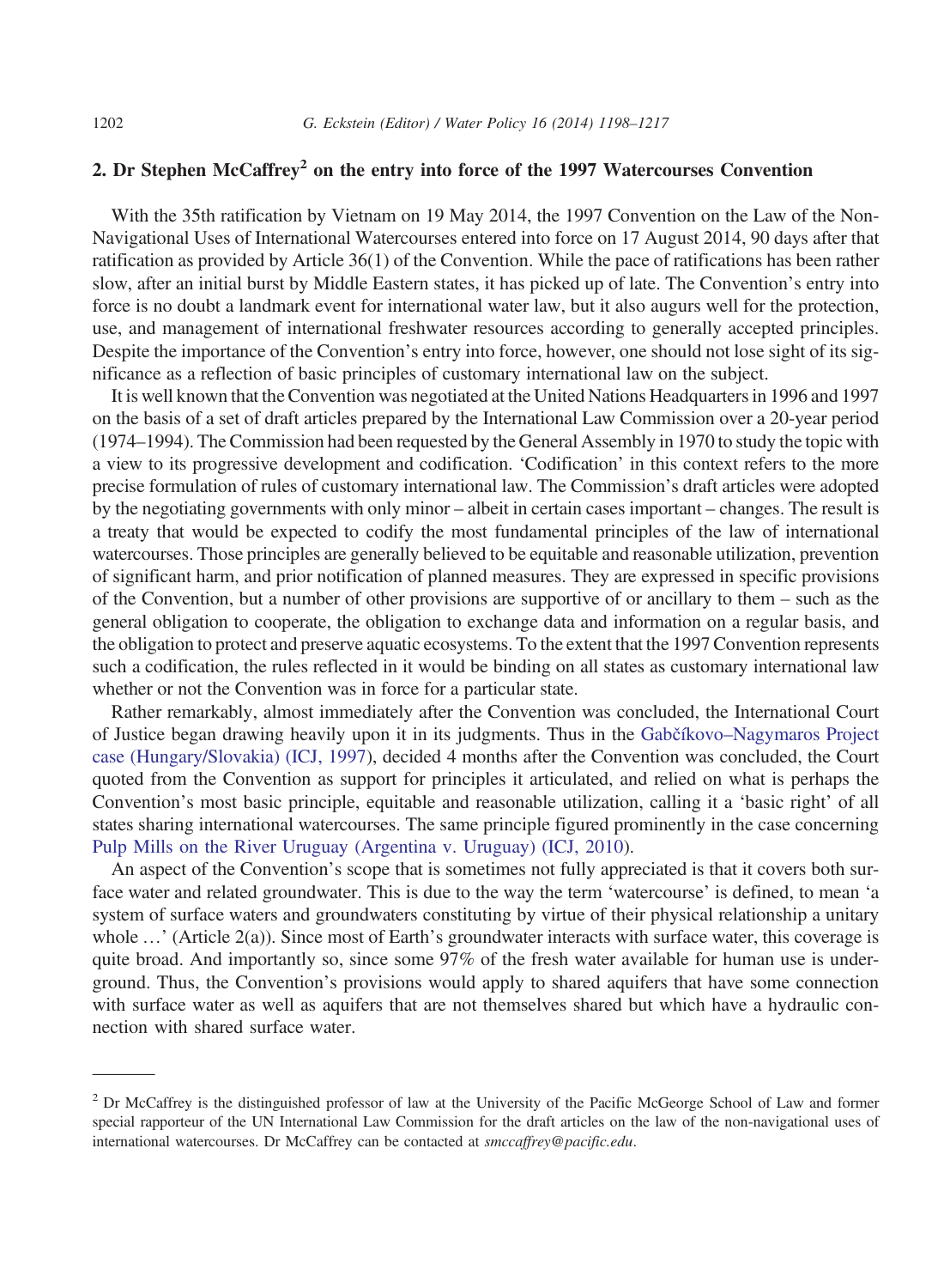## 2. Dr Stephen McCaffrey[2] on the entry into force of the 1997 Watercourses Convention

With the 35th ratification by Vietnam on 19 May 2014, the 1997 Convention on the Law of the Non-Navigational Uses of International Watercourses entered into force on 17 August 2014, 90 days after that ratification as provided by Article 36(1) of the Convention. While the pace of ratifications has been rather slow, after an initial burst by Middle Eastern states, it has picked up of late. The Convention's entry into force is no doubt a landmark event for international water law, but it also augurs well for the protection, use, and management of international freshwater resources according to generally accepted principles. Despite the importance of the Convention's entry into force, however, one should not lose sight of its significance as a reflection of basic principles of customary international law on the subject.

It is well known that the Convention was negotiated at the United Nations Headquarters in 1996 and 1997 on the basis of a set of draft articles prepared by the International Law Commission over a 20-year period (1974–1994). The Commission had been requested by the General Assembly in 1970 to study the topic with a view to its progressive development and codification. 'Codification' in this context refers to the more precise formulation of rules of customary international law. The Commission's draft articles were adopted by the negotiating governments with only minor – albeit in certain cases important – changes. The result is a treaty that would be expected to codify the most fundamental principles of the law of international watercourses. Those principles are generally believed to be equitable and reasonable utilization, prevention of significant harm, and prior notification of planned measures. They are expressed in specific provisions of the Convention, but a number of other provisions are supportive of or ancillary to them – such as the general obligation to cooperate, the obligation to exchange data and information on a regular basis, and the obligation to protect and preserve aquatic ecosystems. To the extent that the 1997 Convention represents such a codification, the rules reflected in it would be binding on all states as customary international law whether or not the Convention was in force for a particular state.

Rather remarkably, almost immediately after the Convention was concluded, the International Court of Justice began drawing heavily upon it in its judgments. Thus in the Gabčíkovo–Nagymaros Project case (Hungary/Slovakia) (ICJ, 1997), decided 4 months after the Convention was concluded, the Court quoted from the Convention as support for principles it articulated, and relied on what is perhaps the Convention's most basic principle, equitable and reasonable utilization, calling it a 'basic right' of all states sharing international watercourses. The same principle figured prominently in the case concerning Pulp Mills on the River Uruguay (Argentina v. Uruguay) (ICJ, 2010).

An aspect of the Convention's scope that is sometimes not fully appreciated is that it covers both surface water and related groundwater. This is due to the way the term 'watercourse' is defined, to mean 'a system of surface waters and groundwaters constituting by virtue of their physical relationship a unitary whole …' (Article 2(a)). Since most of Earth's groundwater interacts with surface water, this coverage is quite broad. And importantly so, since some 97% of the fresh water available for human use is underground. Thus, the Convention's provisions would apply to shared aquifers that have some connection with surface water as well as aquifers that are not themselves shared but which have a hydraulic connection with shared surface water.

---

[2] Dr McCaffrey is the distinguished professor of law at the University of the Pacific McGeorge School of Law and former special rapporteur of the UN International Law Commission for the draft articles on the law of the non-navigational uses of international watercourses. Dr McCaffrey can be contacted at *smccaffrey@pacific.edu*.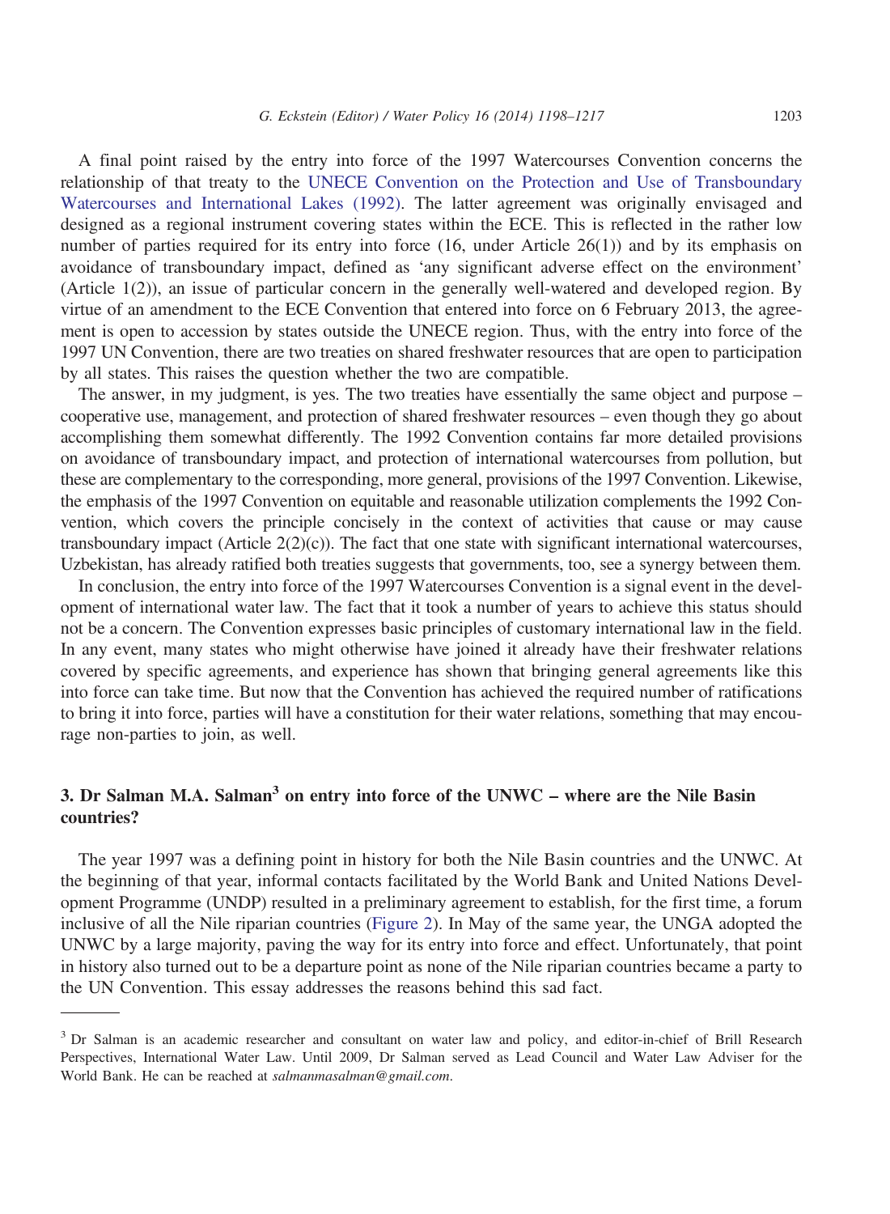A final point raised by the entry into force of the 1997 Watercourses Convention concerns the relationship of that treaty to the UNECE Convention on the Protection and Use of Transboundary Watercourses and International Lakes (1992). The latter agreement was originally envisaged and designed as a regional instrument covering states within the ECE. This is reflected in the rather low number of parties required for its entry into force (16, under Article 26(1)) and by its emphasis on avoidance of transboundary impact, defined as 'any significant adverse effect on the environment' (Article 1(2)), an issue of particular concern in the generally well-watered and developed region. By virtue of an amendment to the ECE Convention that entered into force on 6 February 2013, the agreement is open to accession by states outside the UNECE region. Thus, with the entry into force of the 1997 UN Convention, there are two treaties on shared freshwater resources that are open to participation by all states. This raises the question whether the two are compatible.

The answer, in my judgment, is yes. The two treaties have essentially the same object and purpose – cooperative use, management, and protection of shared freshwater resources – even though they go about accomplishing them somewhat differently. The 1992 Convention contains far more detailed provisions on avoidance of transboundary impact, and protection of international watercourses from pollution, but these are complementary to the corresponding, more general, provisions of the 1997 Convention. Likewise, the emphasis of the 1997 Convention on equitable and reasonable utilization complements the 1992 Convention, which covers the principle concisely in the context of activities that cause or may cause transboundary impact (Article 2(2)(c)). The fact that one state with significant international watercourses, Uzbekistan, has already ratified both treaties suggests that governments, too, see a synergy between them.

In conclusion, the entry into force of the 1997 Watercourses Convention is a signal event in the development of international water law. The fact that it took a number of years to achieve this status should not be a concern. The Convention expresses basic principles of customary international law in the field. In any event, many states who might otherwise have joined it already have their freshwater relations covered by specific agreements, and experience has shown that bringing general agreements like this into force can take time. But now that the Convention has achieved the required number of ratifications to bring it into force, parties will have a constitution for their water relations, something that may encourage non-parties to join, as well.

## 3. Dr Salman M.A. Salman[3] on entry into force of the UNWC – where are the Nile Basin countries?

The year 1997 was a defining point in history for both the Nile Basin countries and the UNWC. At the beginning of that year, informal contacts facilitated by the World Bank and United Nations Development Programme (UNDP) resulted in a preliminary agreement to establish, for the first time, a forum inclusive of all the Nile riparian countries (Figure 2). In May of the same year, the UNGA adopted the UNWC by a large majority, paving the way for its entry into force and effect. Unfortunately, that point in history also turned out to be a departure point as none of the Nile riparian countries became a party to the UN Convention. This essay addresses the reasons behind this sad fact.

---

[3] Dr Salman is an academic researcher and consultant on water law and policy, and editor-in-chief of Brill Research Perspectives, International Water Law. Until 2009, Dr Salman served as Lead Council and Water Law Adviser for the World Bank. He can be reached at *salmanmasalman@gmail.com*.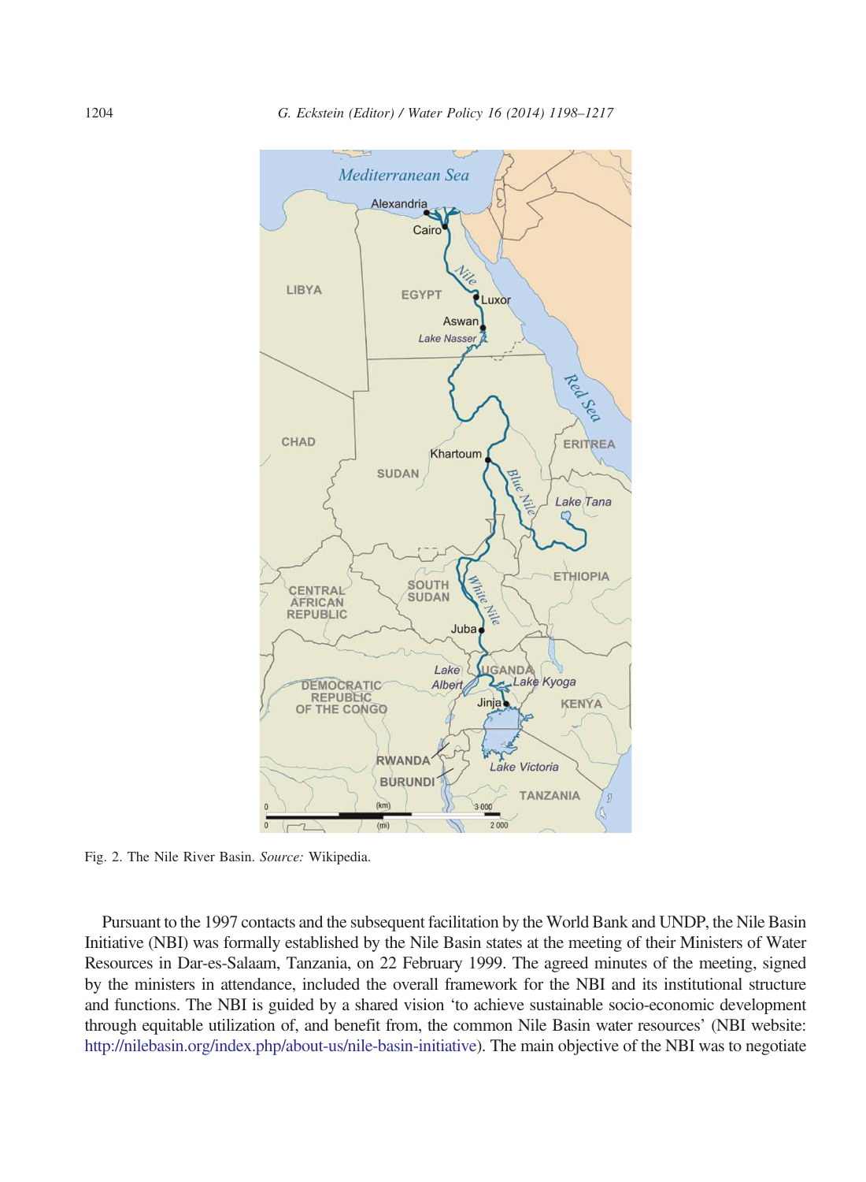Fig. 2. The Nile River Basin. *Source:* Wikipedia.

Pursuant to the 1997 contacts and the subsequent facilitation by the World Bank and UNDP, the Nile Basin Initiative (NBI) was formally established by the Nile Basin states at the meeting of their Ministers of Water Resources in Dar-es-Salaam, Tanzania, on 22 February 1999. The agreed minutes of the meeting, signed by the ministers in attendance, included the overall framework for the NBI and its institutional structure and functions. The NBI is guided by a shared vision 'to achieve sustainable socio-economic development through equitable utilization of, and benefit from, the common Nile Basin water resources' (NBI website: http://nilebasin.org/index.php/about-us/nile-basin-initiative). The main objective of the NBI was to negotiate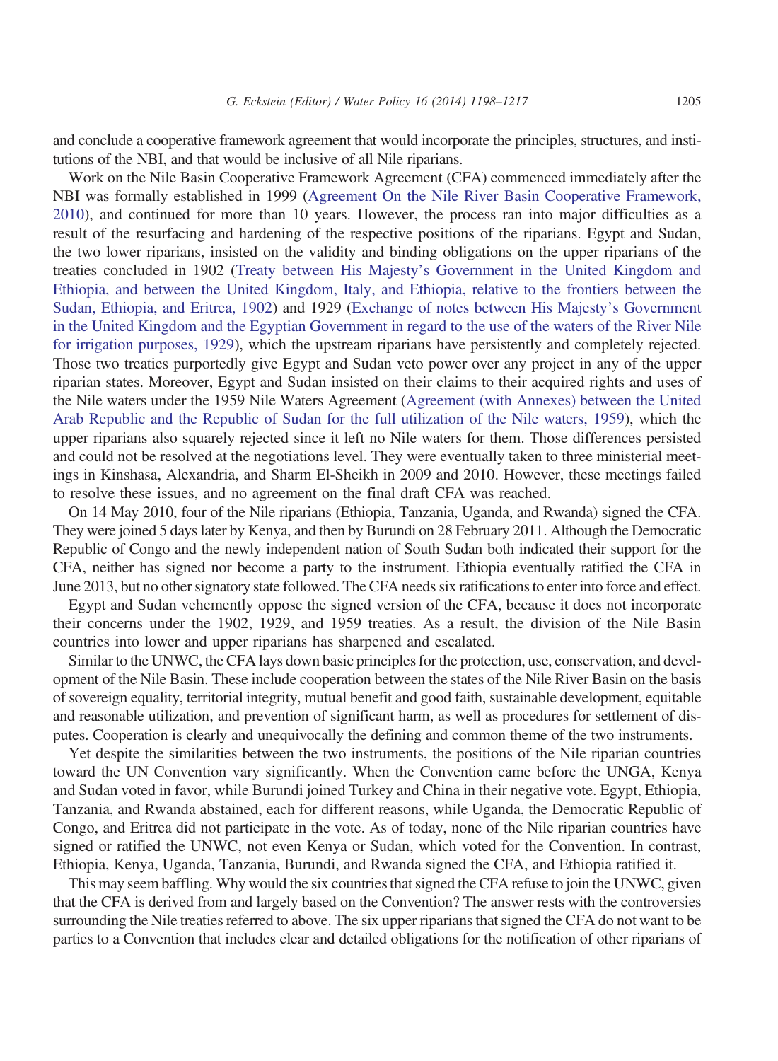and conclude a cooperative framework agreement that would incorporate the principles, structures, and institutions of the NBI, and that would be inclusive of all Nile riparians.

Work on the Nile Basin Cooperative Framework Agreement (CFA) commenced immediately after the NBI was formally established in 1999 (Agreement On the Nile River Basin Cooperative Framework, 2010), and continued for more than 10 years. However, the process ran into major difficulties as a result of the resurfacing and hardening of the respective positions of the riparians. Egypt and Sudan, the two lower riparians, insisted on the validity and binding obligations on the upper riparians of the treaties concluded in 1902 (Treaty between His Majesty's Government in the United Kingdom and Ethiopia, and between the United Kingdom, Italy, and Ethiopia, relative to the frontiers between the Sudan, Ethiopia, and Eritrea, 1902) and 1929 (Exchange of notes between His Majesty's Government in the United Kingdom and the Egyptian Government in regard to the use of the waters of the River Nile for irrigation purposes, 1929), which the upstream riparians have persistently and completely rejected. Those two treaties purportedly give Egypt and Sudan veto power over any project in any of the upper riparian states. Moreover, Egypt and Sudan insisted on their claims to their acquired rights and uses of the Nile waters under the 1959 Nile Waters Agreement (Agreement (with Annexes) between the United Arab Republic and the Republic of Sudan for the full utilization of the Nile waters, 1959), which the upper riparians also squarely rejected since it left no Nile waters for them. Those differences persisted and could not be resolved at the negotiations level. They were eventually taken to three ministerial meetings in Kinshasa, Alexandria, and Sharm El-Sheikh in 2009 and 2010. However, these meetings failed to resolve these issues, and no agreement on the final draft CFA was reached.

On 14 May 2010, four of the Nile riparians (Ethiopia, Tanzania, Uganda, and Rwanda) signed the CFA. They were joined 5 days later by Kenya, and then by Burundi on 28 February 2011. Although the Democratic Republic of Congo and the newly independent nation of South Sudan both indicated their support for the CFA, neither has signed nor become a party to the instrument. Ethiopia eventually ratified the CFA in June 2013, but no other signatory state followed. The CFA needs six ratifications to enter into force and effect.

Egypt and Sudan vehemently oppose the signed version of the CFA, because it does not incorporate their concerns under the 1902, 1929, and 1959 treaties. As a result, the division of the Nile Basin countries into lower and upper riparians has sharpened and escalated.

Similar to the UNWC, the CFA lays down basic principles for the protection, use, conservation, and development of the Nile Basin. These include cooperation between the states of the Nile River Basin on the basis of sovereign equality, territorial integrity, mutual benefit and good faith, sustainable development, equitable and reasonable utilization, and prevention of significant harm, as well as procedures for settlement of disputes. Cooperation is clearly and unequivocally the defining and common theme of the two instruments.

Yet despite the similarities between the two instruments, the positions of the Nile riparian countries toward the UN Convention vary significantly. When the Convention came before the UNGA, Kenya and Sudan voted in favor, while Burundi joined Turkey and China in their negative vote. Egypt, Ethiopia, Tanzania, and Rwanda abstained, each for different reasons, while Uganda, the Democratic Republic of Congo, and Eritrea did not participate in the vote. As of today, none of the Nile riparian countries have signed or ratified the UNWC, not even Kenya or Sudan, which voted for the Convention. In contrast, Ethiopia, Kenya, Uganda, Tanzania, Burundi, and Rwanda signed the CFA, and Ethiopia ratified it.

This may seem baffling. Why would the six countries that signed the CFA refuse to join the UNWC, given that the CFA is derived from and largely based on the Convention? The answer rests with the controversies surrounding the Nile treaties referred to above. The six upper riparians that signed the CFA do not want to be parties to a Convention that includes clear and detailed obligations for the notification of other riparians of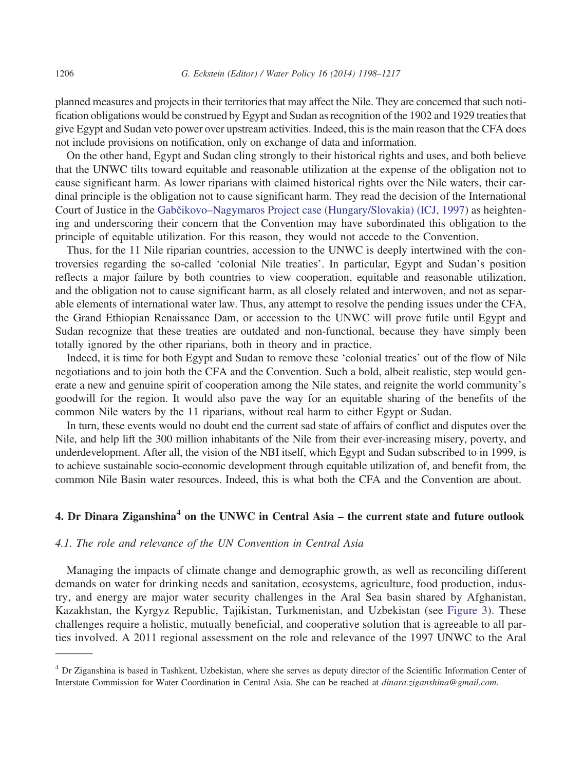planned measures and projects in their territories that may affect the Nile. They are concerned that such notification obligations would be construed by Egypt and Sudan as recognition of the 1902 and 1929 treaties that give Egypt and Sudan veto power over upstream activities. Indeed, this is the main reason that the CFA does not include provisions on notification, only on exchange of data and information.

On the other hand, Egypt and Sudan cling strongly to their historical rights and uses, and both believe that the UNWC tilts toward equitable and reasonable utilization at the expense of the obligation not to cause significant harm. As lower riparians with claimed historical rights over the Nile waters, their cardinal principle is the obligation not to cause significant harm. They read the decision of the International Court of Justice in the Gabčikovo–Nagymaros Project case (Hungary/Slovakia) (ICJ, 1997) as heightening and underscoring their concern that the Convention may have subordinated this obligation to the principle of equitable utilization. For this reason, they would not accede to the Convention.

Thus, for the 11 Nile riparian countries, accession to the UNWC is deeply intertwined with the controversies regarding the so-called 'colonial Nile treaties'. In particular, Egypt and Sudan's position reflects a major failure by both countries to view cooperation, equitable and reasonable utilization, and the obligation not to cause significant harm, as all closely related and interwoven, and not as separable elements of international water law. Thus, any attempt to resolve the pending issues under the CFA, the Grand Ethiopian Renaissance Dam, or accession to the UNWC will prove futile until Egypt and Sudan recognize that these treaties are outdated and non-functional, because they have simply been totally ignored by the other riparians, both in theory and in practice.

Indeed, it is time for both Egypt and Sudan to remove these 'colonial treaties' out of the flow of Nile negotiations and to join both the CFA and the Convention. Such a bold, albeit realistic, step would generate a new and genuine spirit of cooperation among the Nile states, and reignite the world community's goodwill for the region. It would also pave the way for an equitable sharing of the benefits of the common Nile waters by the 11 riparians, without real harm to either Egypt or Sudan.

In turn, these events would no doubt end the current sad state of affairs of conflict and disputes over the Nile, and help lift the 300 million inhabitants of the Nile from their ever-increasing misery, poverty, and underdevelopment. After all, the vision of the NBI itself, which Egypt and Sudan subscribed to in 1999, is to achieve sustainable socio-economic development through equitable utilization of, and benefit from, the common Nile Basin water resources. Indeed, this is what both the CFA and the Convention are about.

## 4. Dr Dinara Ziganshina[4] on the UNWC in Central Asia – the current state and future outlook

### *4.1. The role and relevance of the UN Convention in Central Asia*

Managing the impacts of climate change and demographic growth, as well as reconciling different demands on water for drinking needs and sanitation, ecosystems, agriculture, food production, industry, and energy are major water security challenges in the Aral Sea basin shared by Afghanistan, Kazakhstan, the Kyrgyz Republic, Tajikistan, Turkmenistan, and Uzbekistan (see Figure 3). These challenges require a holistic, mutually beneficial, and cooperative solution that is agreeable to all parties involved. A 2011 regional assessment on the role and relevance of the 1997 UNWC to the Aral

---

[4] Dr Ziganshina is based in Tashkent, Uzbekistan, where she serves as deputy director of the Scientific Information Center of Interstate Commission for Water Coordination in Central Asia. She can be reached at *dinara.ziganshina@gmail.com*.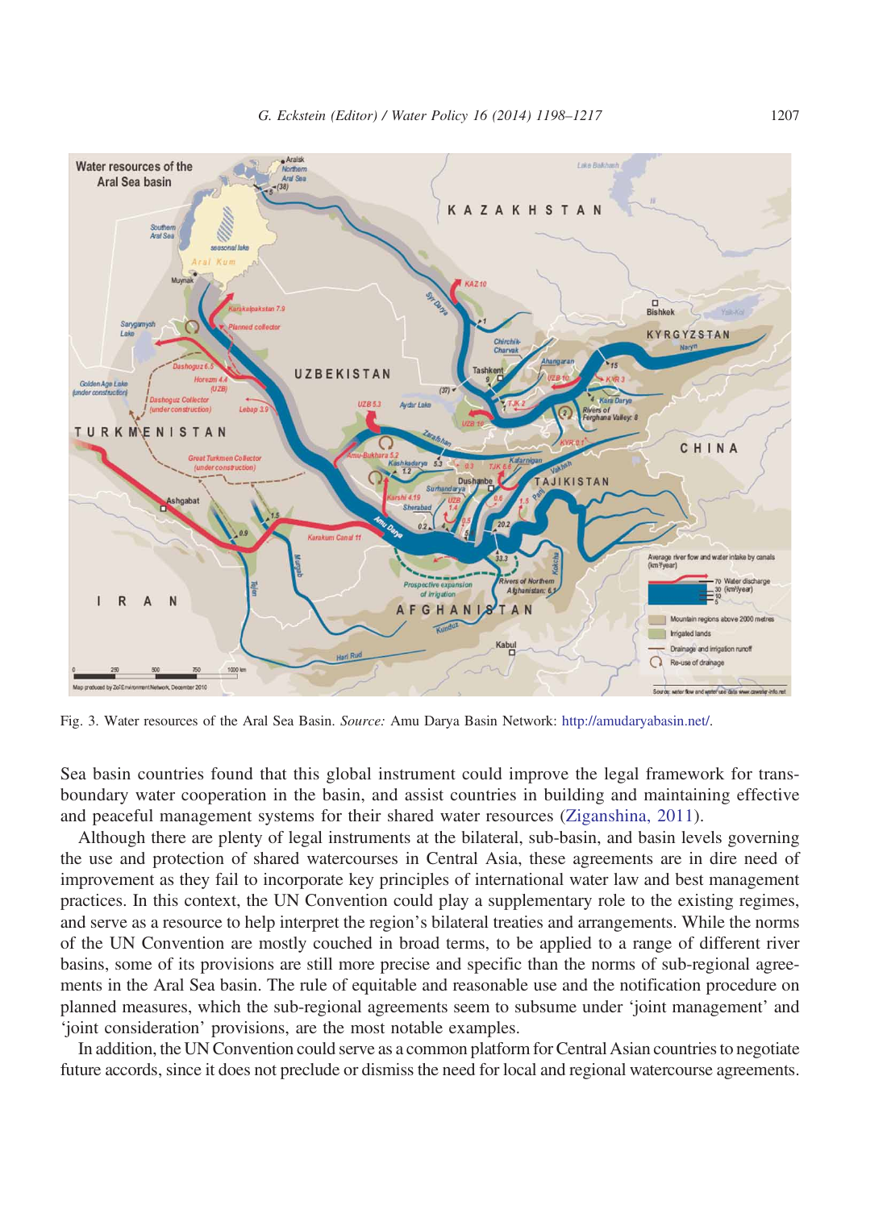Fig. 3. Water resources of the Aral Sea Basin. *Source:* Amu Darya Basin Network: http://amudaryabasin.net/.

Sea basin countries found that this global instrument could improve the legal framework for transboundary water cooperation in the basin, and assist countries in building and maintaining effective and peaceful management systems for their shared water resources (Ziganshina, 2011).

Although there are plenty of legal instruments at the bilateral, sub-basin, and basin levels governing the use and protection of shared watercourses in Central Asia, these agreements are in dire need of improvement as they fail to incorporate key principles of international water law and best management practices. In this context, the UN Convention could play a supplementary role to the existing regimes, and serve as a resource to help interpret the region's bilateral treaties and arrangements. While the norms of the UN Convention are mostly couched in broad terms, to be applied to a range of different river basins, some of its provisions are still more precise and specific than the norms of sub-regional agreements in the Aral Sea basin. The rule of equitable and reasonable use and the notification procedure on planned measures, which the sub-regional agreements seem to subsume under 'joint management' and 'joint consideration' provisions, are the most notable examples.

In addition, the UN Convention could serve as a common platform for Central Asian countries to negotiate future accords, since it does not preclude or dismiss the need for local and regional watercourse agreements.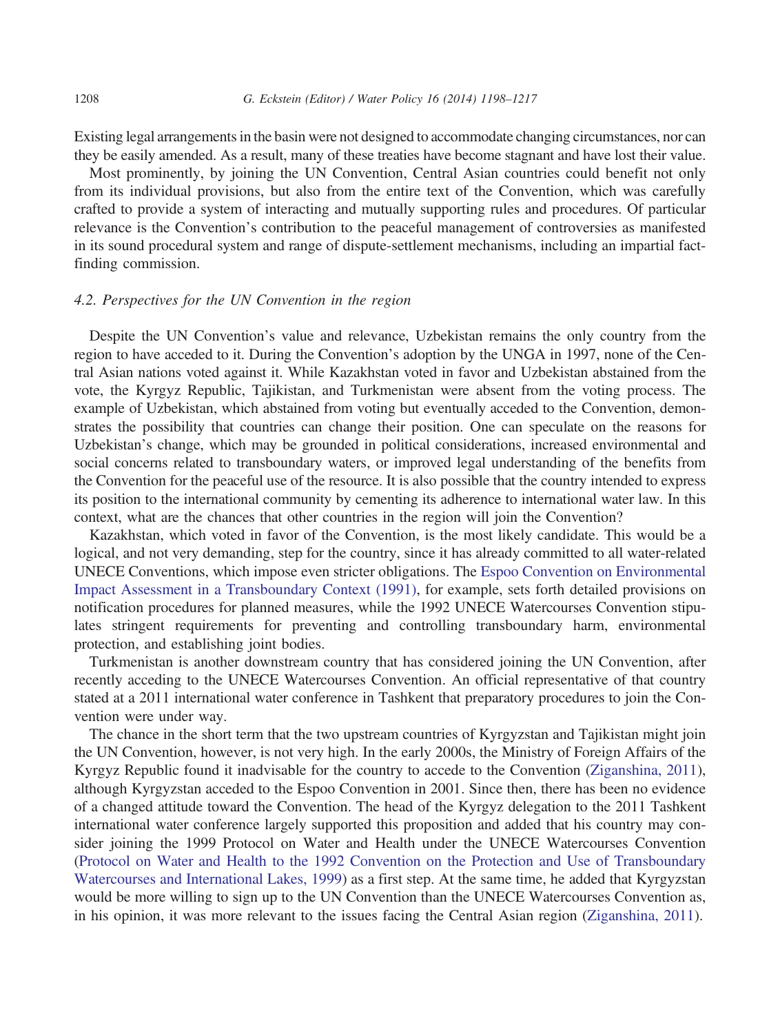Existing legal arrangements in the basin were not designed to accommodate changing circumstances, nor can they be easily amended. As a result, many of these treaties have become stagnant and have lost their value.

Most prominently, by joining the UN Convention, Central Asian countries could benefit not only from its individual provisions, but also from the entire text of the Convention, which was carefully crafted to provide a system of interacting and mutually supporting rules and procedures. Of particular relevance is the Convention's contribution to the peaceful management of controversies as manifested in its sound procedural system and range of dispute-settlement mechanisms, including an impartial fact-finding commission.

### *4.2. Perspectives for the UN Convention in the region*

Despite the UN Convention's value and relevance, Uzbekistan remains the only country from the region to have acceded to it. During the Convention's adoption by the UNGA in 1997, none of the Central Asian nations voted against it. While Kazakhstan voted in favor and Uzbekistan abstained from the vote, the Kyrgyz Republic, Tajikistan, and Turkmenistan were absent from the voting process. The example of Uzbekistan, which abstained from voting but eventually acceded to the Convention, demonstrates the possibility that countries can change their position. One can speculate on the reasons for Uzbekistan's change, which may be grounded in political considerations, increased environmental and social concerns related to transboundary waters, or improved legal understanding of the benefits from the Convention for the peaceful use of the resource. It is also possible that the country intended to express its position to the international community by cementing its adherence to international water law. In this context, what are the chances that other countries in the region will join the Convention?

Kazakhstan, which voted in favor of the Convention, is the most likely candidate. This would be a logical, and not very demanding, step for the country, since it has already committed to all water-related UNECE Conventions, which impose even stricter obligations. The Espoo Convention on Environmental Impact Assessment in a Transboundary Context (1991), for example, sets forth detailed provisions on notification procedures for planned measures, while the 1992 UNECE Watercourses Convention stipulates stringent requirements for preventing and controlling transboundary harm, environmental protection, and establishing joint bodies.

Turkmenistan is another downstream country that has considered joining the UN Convention, after recently acceding to the UNECE Watercourses Convention. An official representative of that country stated at a 2011 international water conference in Tashkent that preparatory procedures to join the Convention were under way.

The chance in the short term that the two upstream countries of Kyrgyzstan and Tajikistan might join the UN Convention, however, is not very high. In the early 2000s, the Ministry of Foreign Affairs of the Kyrgyz Republic found it inadvisable for the country to accede to the Convention (Ziganshina, 2011), although Kyrgyzstan acceded to the Espoo Convention in 2001. Since then, there has been no evidence of a changed attitude toward the Convention. The head of the Kyrgyz delegation to the 2011 Tashkent international water conference largely supported this proposition and added that his country may consider joining the 1999 Protocol on Water and Health under the UNECE Watercourses Convention (Protocol on Water and Health to the 1992 Convention on the Protection and Use of Transboundary Watercourses and International Lakes, 1999) as a first step. At the same time, he added that Kyrgyzstan would be more willing to sign up to the UN Convention than the UNECE Watercourses Convention as, in his opinion, it was more relevant to the issues facing the Central Asian region (Ziganshina, 2011).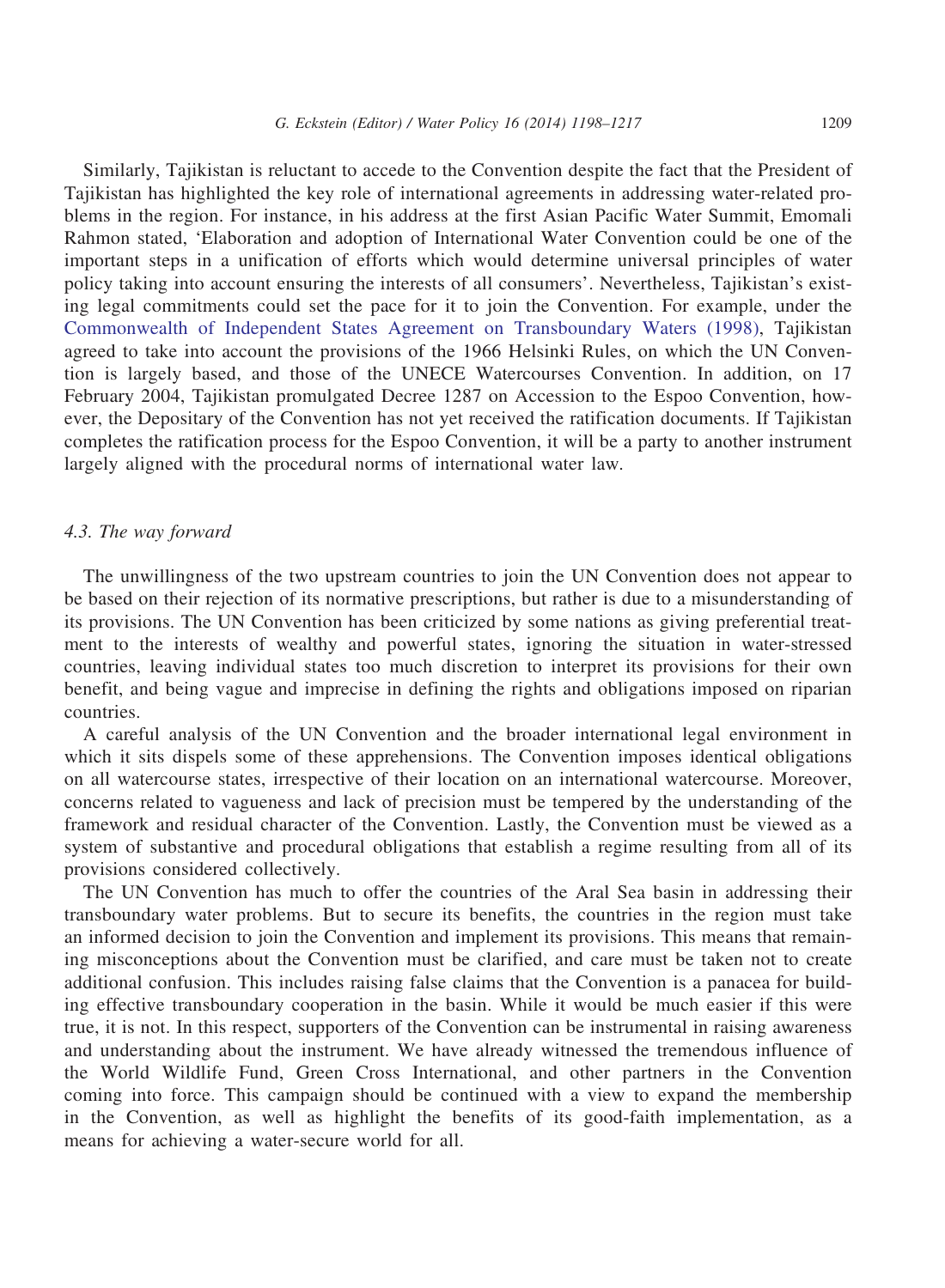Similarly, Tajikistan is reluctant to accede to the Convention despite the fact that the President of Tajikistan has highlighted the key role of international agreements in addressing water-related problems in the region. For instance, in his address at the first Asian Pacific Water Summit, Emomali Rahmon stated, 'Elaboration and adoption of International Water Convention could be one of the important steps in a unification of efforts which would determine universal principles of water policy taking into account ensuring the interests of all consumers'. Nevertheless, Tajikistan's existing legal commitments could set the pace for it to join the Convention. For example, under the Commonwealth of Independent States Agreement on Transboundary Waters (1998), Tajikistan agreed to take into account the provisions of the 1966 Helsinki Rules, on which the UN Convention is largely based, and those of the UNECE Watercourses Convention. In addition, on 17 February 2004, Tajikistan promulgated Decree 1287 on Accession to the Espoo Convention, however, the Depositary of the Convention has not yet received the ratification documents. If Tajikistan completes the ratification process for the Espoo Convention, it will be a party to another instrument largely aligned with the procedural norms of international water law.

### *4.3. The way forward*

The unwillingness of the two upstream countries to join the UN Convention does not appear to be based on their rejection of its normative prescriptions, but rather is due to a misunderstanding of its provisions. The UN Convention has been criticized by some nations as giving preferential treatment to the interests of wealthy and powerful states, ignoring the situation in water-stressed countries, leaving individual states too much discretion to interpret its provisions for their own benefit, and being vague and imprecise in defining the rights and obligations imposed on riparian countries.

A careful analysis of the UN Convention and the broader international legal environment in which it sits dispels some of these apprehensions. The Convention imposes identical obligations on all watercourse states, irrespective of their location on an international watercourse. Moreover, concerns related to vagueness and lack of precision must be tempered by the understanding of the framework and residual character of the Convention. Lastly, the Convention must be viewed as a system of substantive and procedural obligations that establish a regime resulting from all of its provisions considered collectively.

The UN Convention has much to offer the countries of the Aral Sea basin in addressing their transboundary water problems. But to secure its benefits, the countries in the region must take an informed decision to join the Convention and implement its provisions. This means that remaining misconceptions about the Convention must be clarified, and care must be taken not to create additional confusion. This includes raising false claims that the Convention is a panacea for building effective transboundary cooperation in the basin. While it would be much easier if this were true, it is not. In this respect, supporters of the Convention can be instrumental in raising awareness and understanding about the instrument. We have already witnessed the tremendous influence of the World Wildlife Fund, Green Cross International, and other partners in the Convention coming into force. This campaign should be continued with a view to expand the membership in the Convention, as well as highlight the benefits of its good-faith implementation, as a means for achieving a water-secure world for all.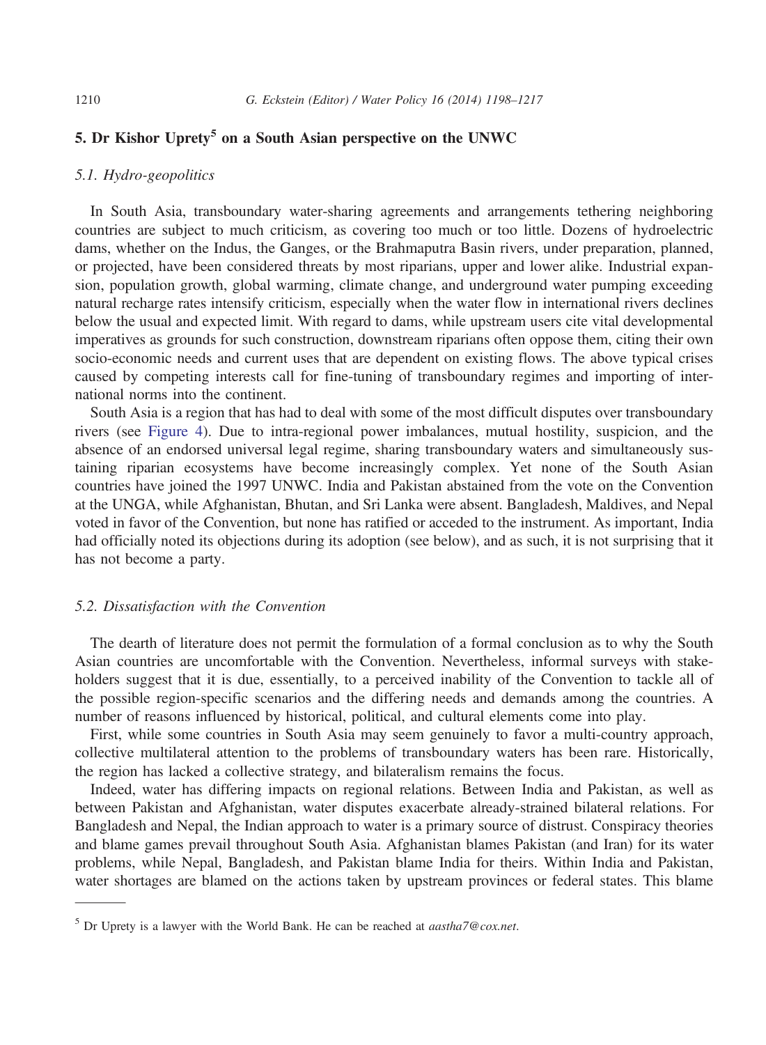## 5. Dr Kishor Uprety[5] on a South Asian perspective on the UNWC

### *5.1. Hydro-geopolitics*

In South Asia, transboundary water-sharing agreements and arrangements tethering neighboring countries are subject to much criticism, as covering too much or too little. Dozens of hydroelectric dams, whether on the Indus, the Ganges, or the Brahmaputra Basin rivers, under preparation, planned, or projected, have been considered threats by most riparians, upper and lower alike. Industrial expansion, population growth, global warming, climate change, and underground water pumping exceeding natural recharge rates intensify criticism, especially when the water flow in international rivers declines below the usual and expected limit. With regard to dams, while upstream users cite vital developmental imperatives as grounds for such construction, downstream riparians often oppose them, citing their own socio-economic needs and current uses that are dependent on existing flows. The above typical crises caused by competing interests call for fine-tuning of transboundary regimes and importing of international norms into the continent.

South Asia is a region that has had to deal with some of the most difficult disputes over transboundary rivers (see Figure 4). Due to intra-regional power imbalances, mutual hostility, suspicion, and the absence of an endorsed universal legal regime, sharing transboundary waters and simultaneously sustaining riparian ecosystems have become increasingly complex. Yet none of the South Asian countries have joined the 1997 UNWC. India and Pakistan abstained from the vote on the Convention at the UNGA, while Afghanistan, Bhutan, and Sri Lanka were absent. Bangladesh, Maldives, and Nepal voted in favor of the Convention, but none has ratified or acceded to the instrument. As important, India had officially noted its objections during its adoption (see below), and as such, it is not surprising that it has not become a party.

### *5.2. Dissatisfaction with the Convention*

The dearth of literature does not permit the formulation of a formal conclusion as to why the South Asian countries are uncomfortable with the Convention. Nevertheless, informal surveys with stakeholders suggest that it is due, essentially, to a perceived inability of the Convention to tackle all of the possible region-specific scenarios and the differing needs and demands among the countries. A number of reasons influenced by historical, political, and cultural elements come into play.

First, while some countries in South Asia may seem genuinely to favor a multi-country approach, collective multilateral attention to the problems of transboundary waters has been rare. Historically, the region has lacked a collective strategy, and bilateralism remains the focus.

Indeed, water has differing impacts on regional relations. Between India and Pakistan, as well as between Pakistan and Afghanistan, water disputes exacerbate already-strained bilateral relations. For Bangladesh and Nepal, the Indian approach to water is a primary source of distrust. Conspiracy theories and blame games prevail throughout South Asia. Afghanistan blames Pakistan (and Iran) for its water problems, while Nepal, Bangladesh, and Pakistan blame India for theirs. Within India and Pakistan, water shortages are blamed on the actions taken by upstream provinces or federal states. This blame

[5] Dr Uprety is a lawyer with the World Bank. He can be reached at *aastha7@cox.net*.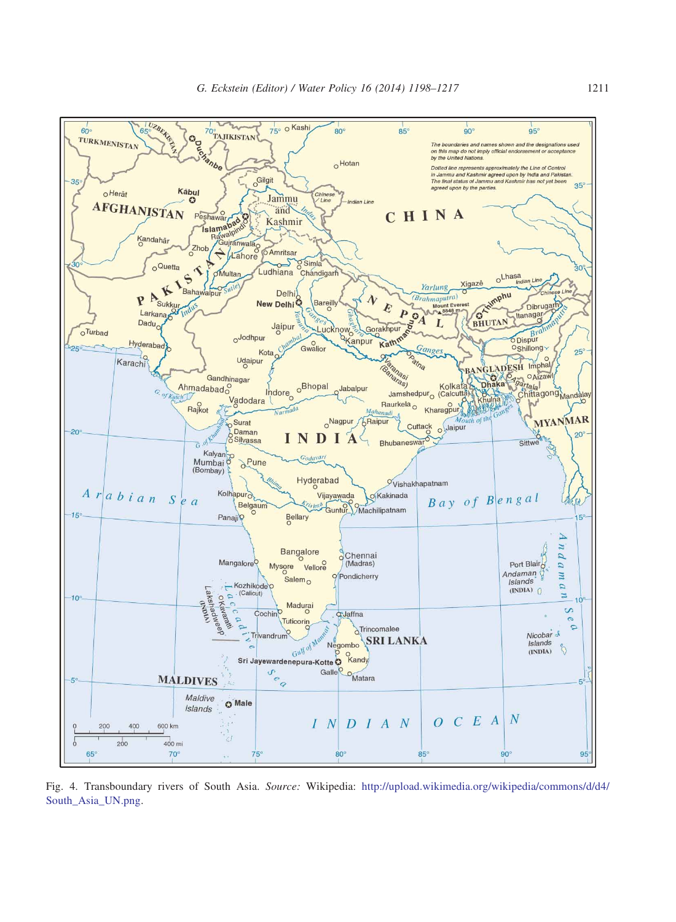Fig. 4. Transboundary rivers of South Asia. *Source:* Wikipedia: http://upload.wikimedia.org/wikipedia/commons/d/d4/South_Asia_UN.png.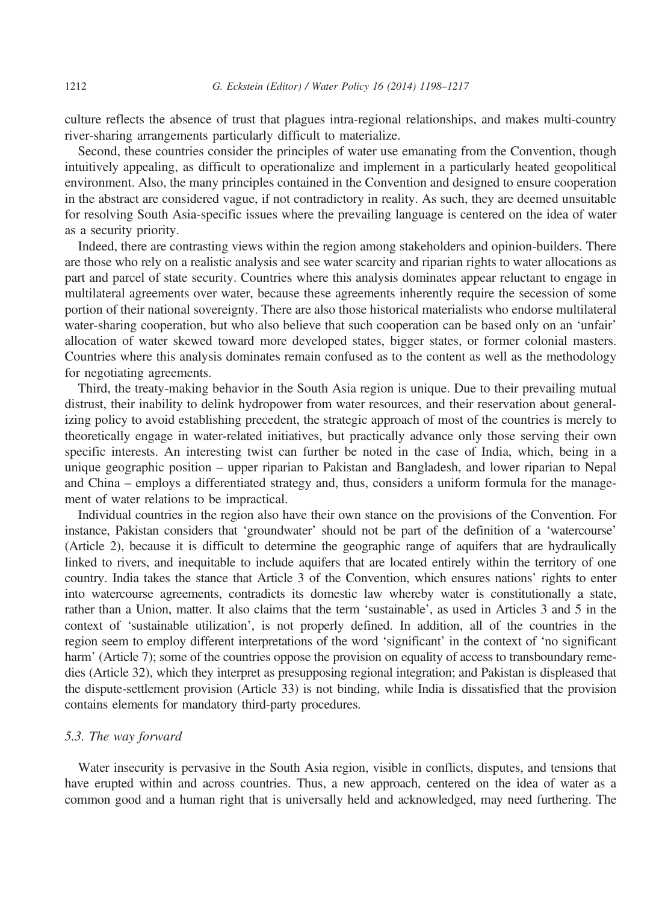culture reflects the absence of trust that plagues intra-regional relationships, and makes multi-country river-sharing arrangements particularly difficult to materialize.

Second, these countries consider the principles of water use emanating from the Convention, though intuitively appealing, as difficult to operationalize and implement in a particularly heated geopolitical environment. Also, the many principles contained in the Convention and designed to ensure cooperation in the abstract are considered vague, if not contradictory in reality. As such, they are deemed unsuitable for resolving South Asia-specific issues where the prevailing language is centered on the idea of water as a security priority.

Indeed, there are contrasting views within the region among stakeholders and opinion-builders. There are those who rely on a realistic analysis and see water scarcity and riparian rights to water allocations as part and parcel of state security. Countries where this analysis dominates appear reluctant to engage in multilateral agreements over water, because these agreements inherently require the secession of some portion of their national sovereignty. There are also those historical materialists who endorse multilateral water-sharing cooperation, but who also believe that such cooperation can be based only on an 'unfair' allocation of water skewed toward more developed states, bigger states, or former colonial masters. Countries where this analysis dominates remain confused as to the content as well as the methodology for negotiating agreements.

Third, the treaty-making behavior in the South Asia region is unique. Due to their prevailing mutual distrust, their inability to delink hydropower from water resources, and their reservation about generalizing policy to avoid establishing precedent, the strategic approach of most of the countries is merely to theoretically engage in water-related initiatives, but practically advance only those serving their own specific interests. An interesting twist can further be noted in the case of India, which, being in a unique geographic position – upper riparian to Pakistan and Bangladesh, and lower riparian to Nepal and China – employs a differentiated strategy and, thus, considers a uniform formula for the management of water relations to be impractical.

Individual countries in the region also have their own stance on the provisions of the Convention. For instance, Pakistan considers that 'groundwater' should not be part of the definition of a 'watercourse' (Article 2), because it is difficult to determine the geographic range of aquifers that are hydraulically linked to rivers, and inequitable to include aquifers that are located entirely within the territory of one country. India takes the stance that Article 3 of the Convention, which ensures nations' rights to enter into watercourse agreements, contradicts its domestic law whereby water is constitutionally a state, rather than a Union, matter. It also claims that the term 'sustainable', as used in Articles 3 and 5 in the context of 'sustainable utilization', is not properly defined. In addition, all of the countries in the region seem to employ different interpretations of the word 'significant' in the context of 'no significant harm' (Article 7); some of the countries oppose the provision on equality of access to transboundary remedies (Article 32), which they interpret as presupposing regional integration; and Pakistan is displeased that the dispute-settlement provision (Article 33) is not binding, while India is dissatisfied that the provision contains elements for mandatory third-party procedures.

### *5.3. The way forward*

Water insecurity is pervasive in the South Asia region, visible in conflicts, disputes, and tensions that have erupted within and across countries. Thus, a new approach, centered on the idea of water as a common good and a human right that is universally held and acknowledged, may need furthering. The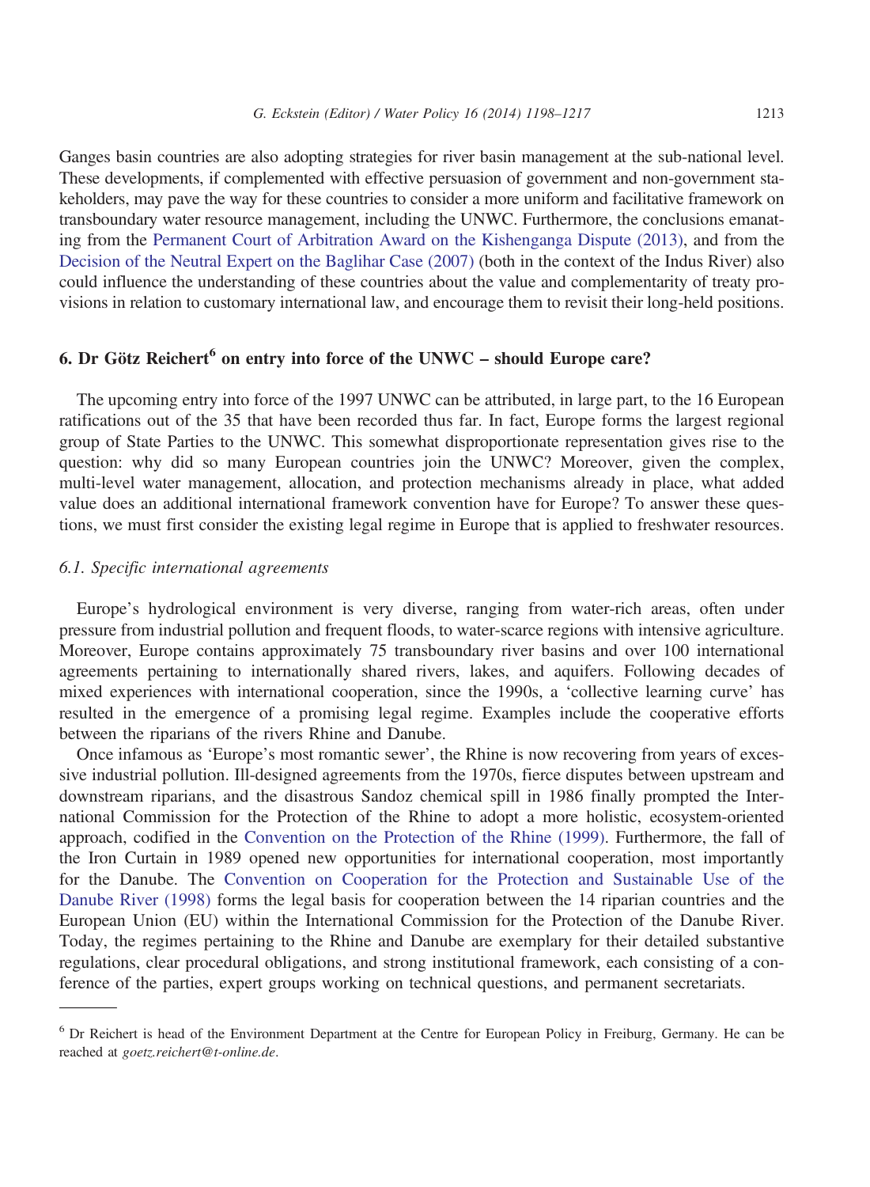Ganges basin countries are also adopting strategies for river basin management at the sub-national level. These developments, if complemented with effective persuasion of government and non-government stakeholders, may pave the way for these countries to consider a more uniform and facilitative framework on transboundary water resource management, including the UNWC. Furthermore, the conclusions emanating from the Permanent Court of Arbitration Award on the Kishenganga Dispute (2013), and from the Decision of the Neutral Expert on the Baglihar Case (2007) (both in the context of the Indus River) also could influence the understanding of these countries about the value and complementarity of treaty provisions in relation to customary international law, and encourage them to revisit their long-held positions.

## 6. Dr Götz Reichert[6] on entry into force of the UNWC – should Europe care?

The upcoming entry into force of the 1997 UNWC can be attributed, in large part, to the 16 European ratifications out of the 35 that have been recorded thus far. In fact, Europe forms the largest regional group of State Parties to the UNWC. This somewhat disproportionate representation gives rise to the question: why did so many European countries join the UNWC? Moreover, given the complex, multi-level water management, allocation, and protection mechanisms already in place, what added value does an additional international framework convention have for Europe? To answer these questions, we must first consider the existing legal regime in Europe that is applied to freshwater resources.

### *6.1. Specific international agreements*

Europe's hydrological environment is very diverse, ranging from water-rich areas, often under pressure from industrial pollution and frequent floods, to water-scarce regions with intensive agriculture. Moreover, Europe contains approximately 75 transboundary river basins and over 100 international agreements pertaining to internationally shared rivers, lakes, and aquifers. Following decades of mixed experiences with international cooperation, since the 1990s, a 'collective learning curve' has resulted in the emergence of a promising legal regime. Examples include the cooperative efforts between the riparians of the rivers Rhine and Danube.

Once infamous as 'Europe's most romantic sewer', the Rhine is now recovering from years of excessive industrial pollution. Ill-designed agreements from the 1970s, fierce disputes between upstream and downstream riparians, and the disastrous Sandoz chemical spill in 1986 finally prompted the International Commission for the Protection of the Rhine to adopt a more holistic, ecosystem-oriented approach, codified in the Convention on the Protection of the Rhine (1999). Furthermore, the fall of the Iron Curtain in 1989 opened new opportunities for international cooperation, most importantly for the Danube. The Convention on Cooperation for the Protection and Sustainable Use of the Danube River (1998) forms the legal basis for cooperation between the 14 riparian countries and the European Union (EU) within the International Commission for the Protection of the Danube River. Today, the regimes pertaining to the Rhine and Danube are exemplary for their detailed substantive regulations, clear procedural obligations, and strong institutional framework, each consisting of a conference of the parties, expert groups working on technical questions, and permanent secretariats.

---

[6] Dr Reichert is head of the Environment Department at the Centre for European Policy in Freiburg, Germany. He can be reached at *goetz.reichert@t-online.de*.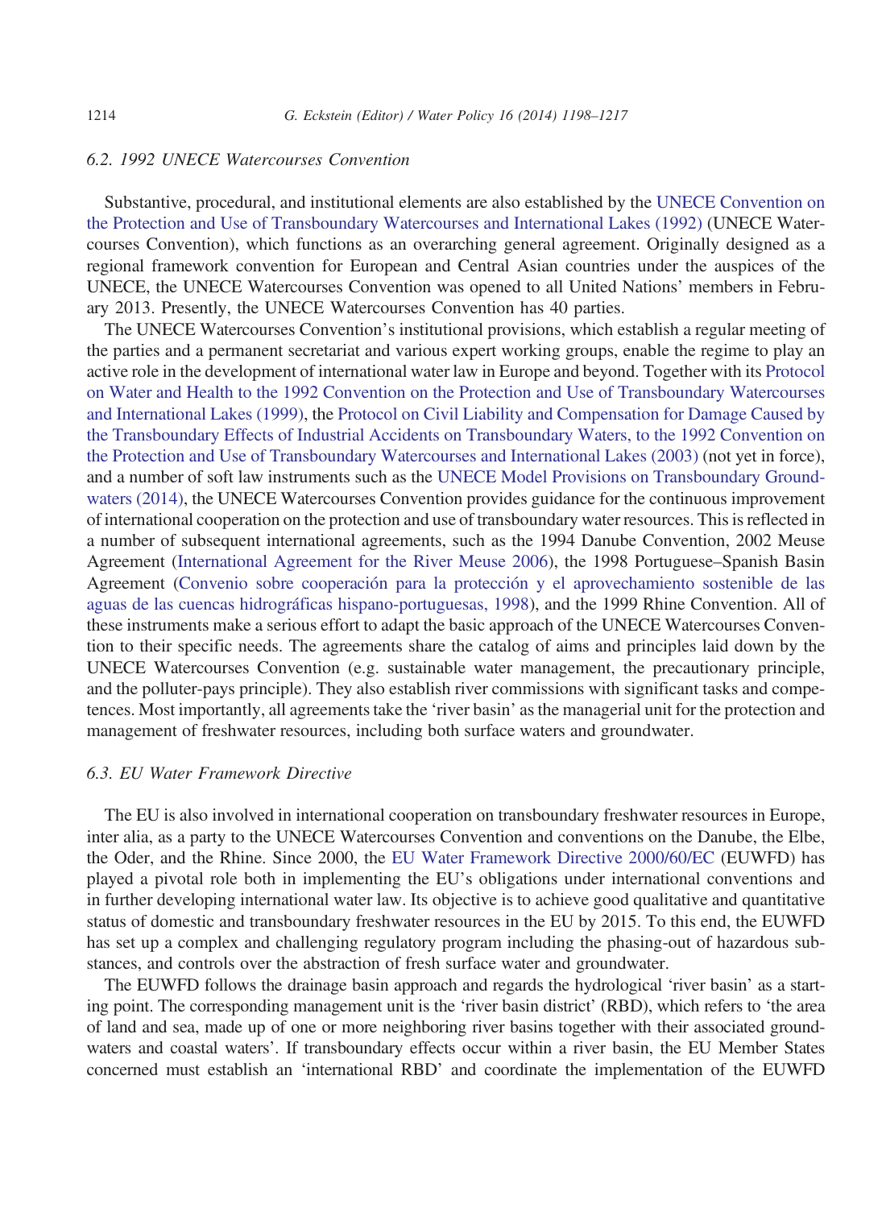### 6.2. 1992 UNECE Watercourses Convention

Substantive, procedural, and institutional elements are also established by the UNECE Convention on the Protection and Use of Transboundary Watercourses and International Lakes (1992) (UNECE Watercourses Convention), which functions as an overarching general agreement. Originally designed as a regional framework convention for European and Central Asian countries under the auspices of the UNECE, the UNECE Watercourses Convention was opened to all United Nations' members in February 2013. Presently, the UNECE Watercourses Convention has 40 parties.

The UNECE Watercourses Convention's institutional provisions, which establish a regular meeting of the parties and a permanent secretariat and various expert working groups, enable the regime to play an active role in the development of international water law in Europe and beyond. Together with its Protocol on Water and Health to the 1992 Convention on the Protection and Use of Transboundary Watercourses and International Lakes (1999), the Protocol on Civil Liability and Compensation for Damage Caused by the Transboundary Effects of Industrial Accidents on Transboundary Waters, to the 1992 Convention on the Protection and Use of Transboundary Watercourses and International Lakes (2003) (not yet in force), and a number of soft law instruments such as the UNECE Model Provisions on Transboundary Groundwaters (2014), the UNECE Watercourses Convention provides guidance for the continuous improvement of international cooperation on the protection and use of transboundary water resources. This is reflected in a number of subsequent international agreements, such as the 1994 Danube Convention, 2002 Meuse Agreement (International Agreement for the River Meuse 2006), the 1998 Portuguese–Spanish Basin Agreement (Convenio sobre cooperación para la protección y el aprovechamiento sostenible de las aguas de las cuencas hidrográficas hispano-portuguesas, 1998), and the 1999 Rhine Convention. All of these instruments make a serious effort to adapt the basic approach of the UNECE Watercourses Convention to their specific needs. The agreements share the catalog of aims and principles laid down by the UNECE Watercourses Convention (e.g. sustainable water management, the precautionary principle, and the polluter-pays principle). They also establish river commissions with significant tasks and competences. Most importantly, all agreements take the 'river basin' as the managerial unit for the protection and management of freshwater resources, including both surface waters and groundwater.

### 6.3. EU Water Framework Directive

The EU is also involved in international cooperation on transboundary freshwater resources in Europe, inter alia, as a party to the UNECE Watercourses Convention and conventions on the Danube, the Elbe, the Oder, and the Rhine. Since 2000, the EU Water Framework Directive 2000/60/EC (EUWFD) has played a pivotal role both in implementing the EU's obligations under international conventions and in further developing international water law. Its objective is to achieve good qualitative and quantitative status of domestic and transboundary freshwater resources in the EU by 2015. To this end, the EUWFD has set up a complex and challenging regulatory program including the phasing-out of hazardous substances, and controls over the abstraction of fresh surface water and groundwater.

The EUWFD follows the drainage basin approach and regards the hydrological 'river basin' as a starting point. The corresponding management unit is the 'river basin district' (RBD), which refers to 'the area of land and sea, made up of one or more neighboring river basins together with their associated groundwaters and coastal waters'. If transboundary effects occur within a river basin, the EU Member States concerned must establish an 'international RBD' and coordinate the implementation of the EUWFD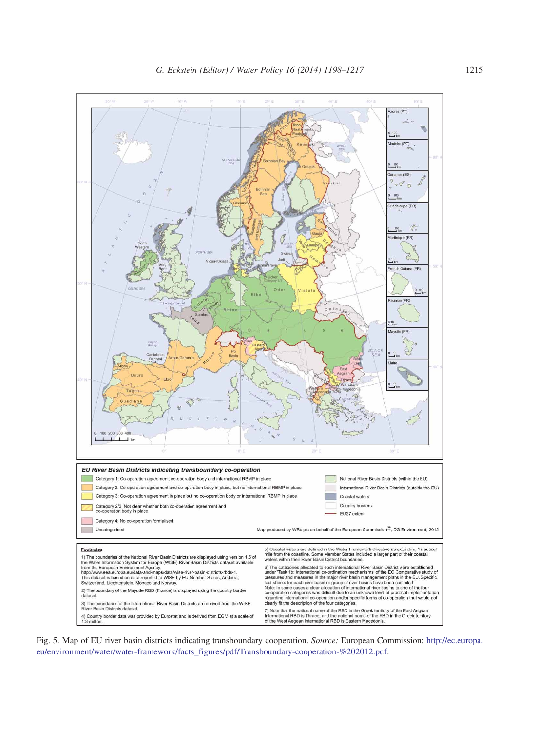Fig. 5. Map of EU river basin districts indicating transboundary cooperation. *Source:* European Commission: http://ec.europa.eu/environment/water/water-framework/facts_figures/pdf/Transboundary-cooperation-%202012.pdf.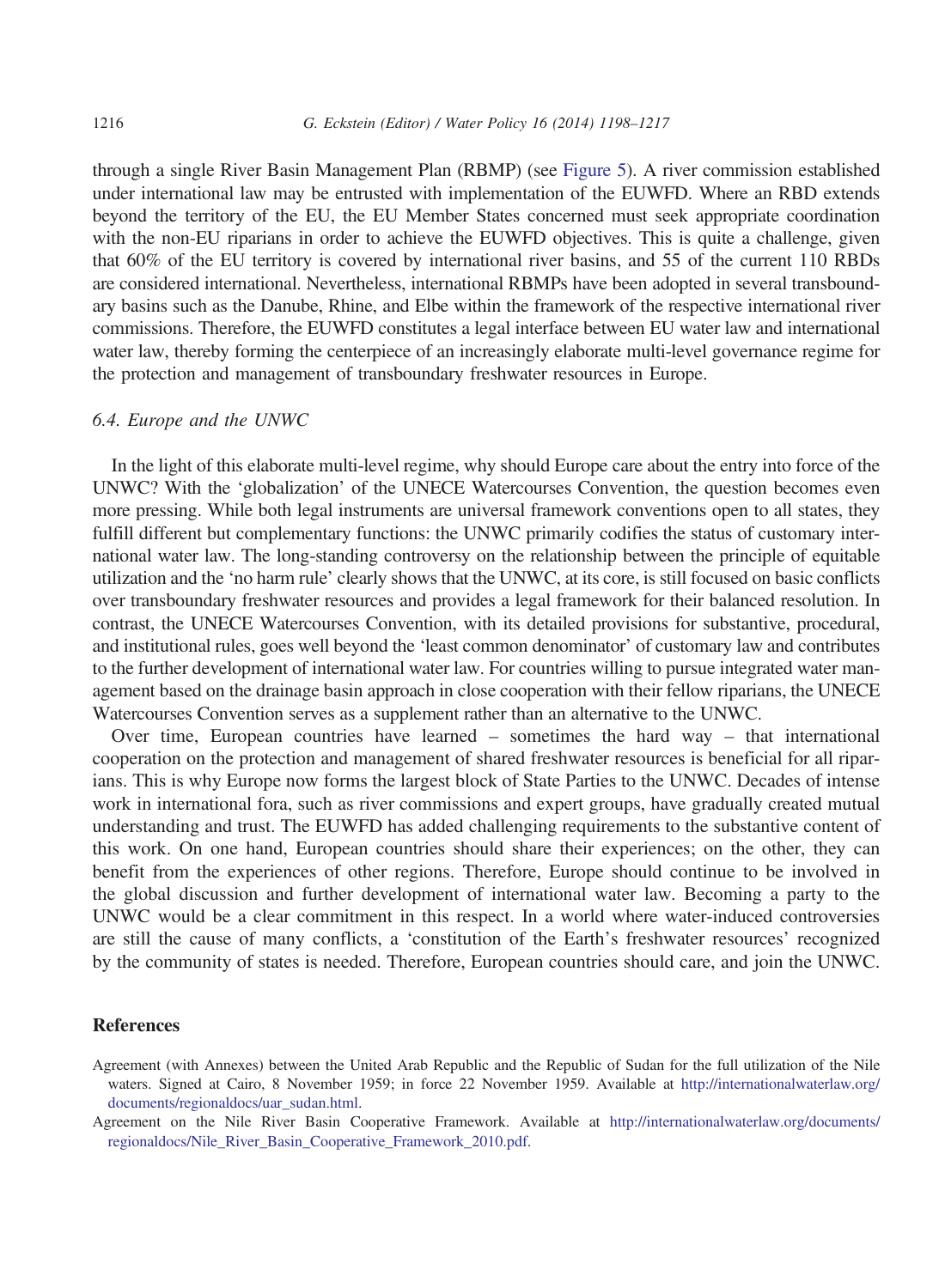through a single River Basin Management Plan (RBMP) (see Figure 5). A river commission established under international law may be entrusted with implementation of the EUWFD. Where an RBD extends beyond the territory of the EU, the EU Member States concerned must seek appropriate coordination with the non-EU riparians in order to achieve the EUWFD objectives. This is quite a challenge, given that 60% of the EU territory is covered by international river basins, and 55 of the current 110 RBDs are considered international. Nevertheless, international RBMPs have been adopted in several transboundary basins such as the Danube, Rhine, and Elbe within the framework of the respective international river commissions. Therefore, the EUWFD constitutes a legal interface between EU water law and international water law, thereby forming the centerpiece of an increasingly elaborate multi-level governance regime for the protection and management of transboundary freshwater resources in Europe.

### *6.4. Europe and the UNWC*

In the light of this elaborate multi-level regime, why should Europe care about the entry into force of the UNWC? With the 'globalization' of the UNECE Watercourses Convention, the question becomes even more pressing. While both legal instruments are universal framework conventions open to all states, they fulfill different but complementary functions: the UNWC primarily codifies the status of customary international water law. The long-standing controversy on the relationship between the principle of equitable utilization and the 'no harm rule' clearly shows that the UNWC, at its core, is still focused on basic conflicts over transboundary freshwater resources and provides a legal framework for their balanced resolution. In contrast, the UNECE Watercourses Convention, with its detailed provisions for substantive, procedural, and institutional rules, goes well beyond the 'least common denominator' of customary law and contributes to the further development of international water law. For countries willing to pursue integrated water management based on the drainage basin approach in close cooperation with their fellow riparians, the UNECE Watercourses Convention serves as a supplement rather than an alternative to the UNWC.

Over time, European countries have learned – sometimes the hard way – that international cooperation on the protection and management of shared freshwater resources is beneficial for all riparians. This is why Europe now forms the largest block of State Parties to the UNWC. Decades of intense work in international fora, such as river commissions and expert groups, have gradually created mutual understanding and trust. The EUWFD has added challenging requirements to the substantive content of this work. On one hand, European countries should share their experiences; on the other, they can benefit from the experiences of other regions. Therefore, Europe should continue to be involved in the global discussion and further development of international water law. Becoming a party to the UNWC would be a clear commitment in this respect. In a world where water-induced controversies are still the cause of many conflicts, a 'constitution of the Earth's freshwater resources' recognized by the community of states is needed. Therefore, European countries should care, and join the UNWC.

## References

Agreement (with Annexes) between the United Arab Republic and the Republic of Sudan for the full utilization of the Nile waters. Signed at Cairo, 8 November 1959; in force 22 November 1959. Available at http://internationalwaterlaw.org/documents/regionaldocs/uar_sudan.html.

Agreement on the Nile River Basin Cooperative Framework. Available at http://internationalwaterlaw.org/documents/regionaldocs/Nile_River_Basin_Cooperative_Framework_2010.pdf.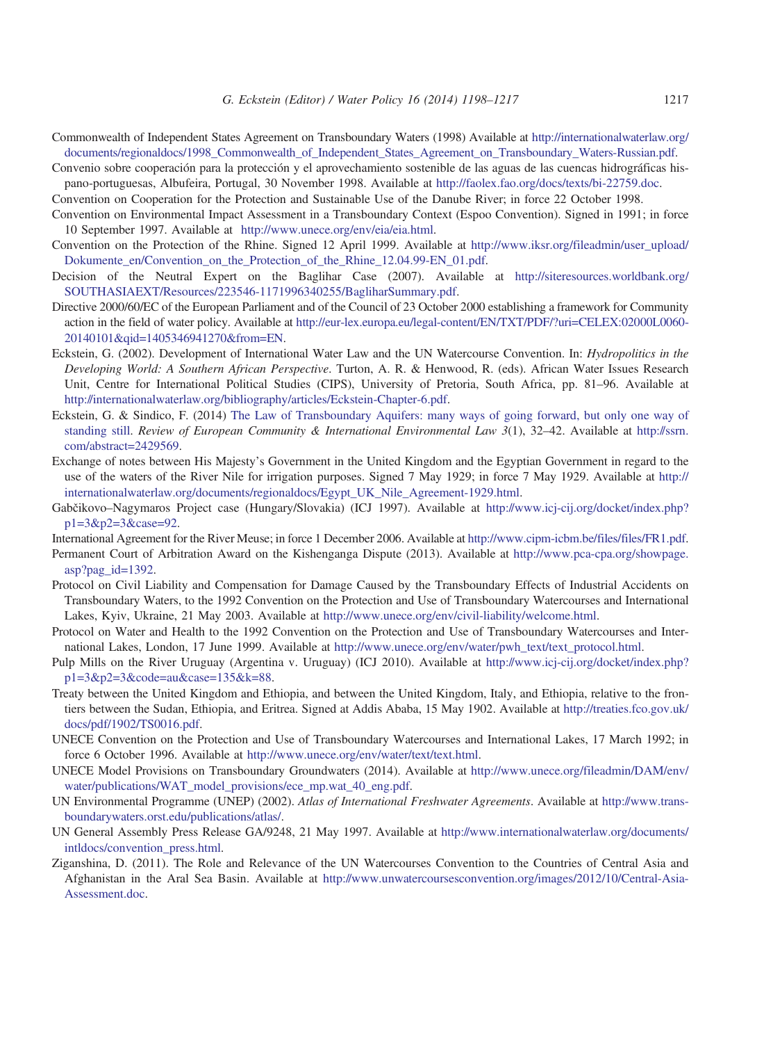Commonwealth of Independent States Agreement on Transboundary Waters (1998) Available at http://internationalwaterlaw.org/documents/regionaldocs/1998_Commonwealth_of_Independent_States_Agreement_on_Transboundary_Waters-Russian.pdf.

Convenio sobre cooperación para la protección y el aprovechamiento sostenible de las aguas de las cuencas hidrográficas hispano-portuguesas, Albufeira, Portugal, 30 November 1998. Available at http://faolex.fao.org/docs/texts/bi-22759.doc.

Convention on Cooperation for the Protection and Sustainable Use of the Danube River; in force 22 October 1998.

Convention on Environmental Impact Assessment in a Transboundary Context (Espoo Convention). Signed in 1991; in force 10 September 1997. Available at http://www.unece.org/env/eia/eia.html.

Convention on the Protection of the Rhine. Signed 12 April 1999. Available at http://www.iksr.org/fileadmin/user_upload/Dokumente_en/Convention_on_the_Protection_of_the_Rhine_12.04.99-EN_01.pdf.

Decision of the Neutral Expert on the Baglihar Case (2007). Available at http://siteresources.worldbank.org/SOUTHASIAEXT/Resources/223546-1171996340255/BagliharSummary.pdf.

Directive 2000/60/EC of the European Parliament and of the Council of 23 October 2000 establishing a framework for Community action in the field of water policy. Available at http://eur-lex.europa.eu/legal-content/EN/TXT/PDF/?uri=CELEX:02000L0060-20140101&qid=1405346941270&from=EN.

Eckstein, G. (2002). Development of International Water Law and the UN Watercourse Convention. In: *Hydropolitics in the Developing World: A Southern African Perspective*. Turton, A. R. & Henwood, R. (eds). African Water Issues Research Unit, Centre for International Political Studies (CIPS), University of Pretoria, South Africa, pp. 81–96. Available at http://internationalwaterlaw.org/bibliography/articles/Eckstein-Chapter-6.pdf.

Eckstein, G. & Sindico, F. (2014) The Law of Transboundary Aquifers: many ways of going forward, but only one way of standing still. *Review of European Community & International Environmental Law 3*(1), 32–42. Available at http://ssrn.com/abstract=2429569.

Exchange of notes between His Majesty's Government in the United Kingdom and the Egyptian Government in regard to the use of the waters of the River Nile for irrigation purposes. Signed 7 May 1929; in force 7 May 1929. Available at http://internationalwaterlaw.org/documents/regionaldocs/Egypt_UK_Nile_Agreement-1929.html.

Gabčikovo–Nagymaros Project case (Hungary/Slovakia) (ICJ 1997). Available at http://www.icj-cij.org/docket/index.php?p1=3&p2=3&case=92.

International Agreement for the River Meuse; in force 1 December 2006. Available at http://www.cipm-icbm.be/files/files/FR1.pdf.

Permanent Court of Arbitration Award on the Kishenganga Dispute (2013). Available at http://www.pca-cpa.org/showpage.asp?pag_id=1392.

Protocol on Civil Liability and Compensation for Damage Caused by the Transboundary Effects of Industrial Accidents on Transboundary Waters, to the 1992 Convention on the Protection and Use of Transboundary Watercourses and International Lakes, Kyiv, Ukraine, 21 May 2003. Available at http://www.unece.org/env/civil-liability/welcome.html.

Protocol on Water and Health to the 1992 Convention on the Protection and Use of Transboundary Watercourses and International Lakes, London, 17 June 1999. Available at http://www.unece.org/env/water/pwh_text/text_protocol.html.

Pulp Mills on the River Uruguay (Argentina v. Uruguay) (ICJ 2010). Available at http://www.icj-cij.org/docket/index.php?p1=3&p2=3&code=au&case=135&k=88.

Treaty between the United Kingdom and Ethiopia, and between the United Kingdom, Italy, and Ethiopia, relative to the frontiers between the Sudan, Ethiopia, and Eritrea. Signed at Addis Ababa, 15 May 1902. Available at http://treaties.fco.gov.uk/docs/pdf/1902/TS0016.pdf.

UNECE Convention on the Protection and Use of Transboundary Watercourses and International Lakes, 17 March 1992; in force 6 October 1996. Available at http://www.unece.org/env/water/text/text.html.

UNECE Model Provisions on Transboundary Groundwaters (2014). Available at http://www.unece.org/fileadmin/DAM/env/water/publications/WAT_model_provisions/ece_mp.wat_40_eng.pdf.

UN Environmental Programme (UNEP) (2002). *Atlas of International Freshwater Agreements*. Available at http://www.transboundarywaters.orst.edu/publications/atlas/.

UN General Assembly Press Release GA/9248, 21 May 1997. Available at http://www.internationalwaterlaw.org/documents/intldocs/convention_press.html.

Ziganshina, D. (2011). The Role and Relevance of the UN Watercourses Convention to the Countries of Central Asia and Afghanistan in the Aral Sea Basin. Available at http://www.unwatercoursesconvention.org/images/2012/10/Central-Asia-Assessment.doc.